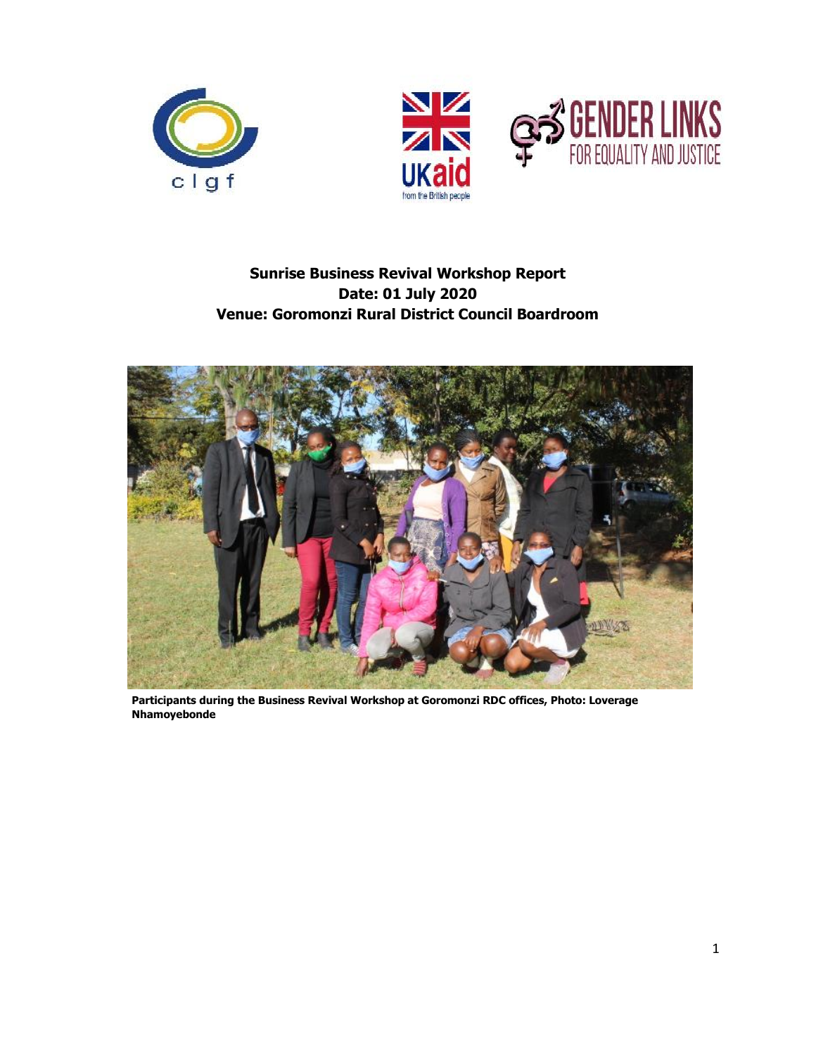**Sunrise Business Revival Workshop Report**
**Date: 01 July 2020**
**Venue: Goromonzi Rural District Council Boardroom**

**Participants during the Business Revival Workshop at Goromonzi RDC offices, Photo: Loverage Nhamoyebonde**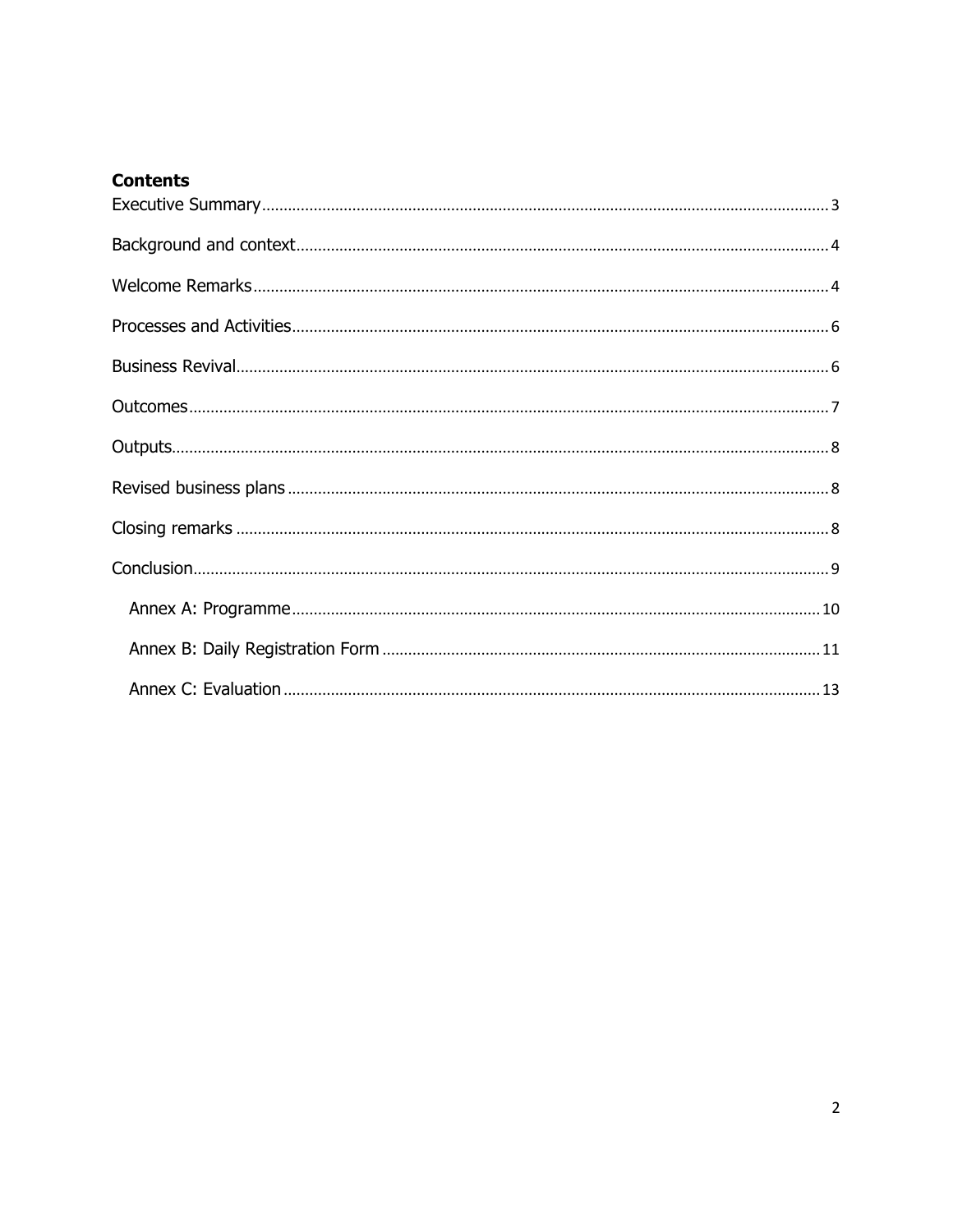**Contents**

Executive Summary ..... 3

Background and context ..... 4

Welcome Remarks ..... 4

Processes and Activities ..... 6

Business Revival ..... 6

Outcomes ..... 7

Outputs ..... 8

Revised business plans ..... 8

Closing remarks ..... 8

Conclusion ..... 9

- Annex A: Programme ..... 10
- Annex B: Daily Registration Form ..... 11
- Annex C: Evaluation ..... 13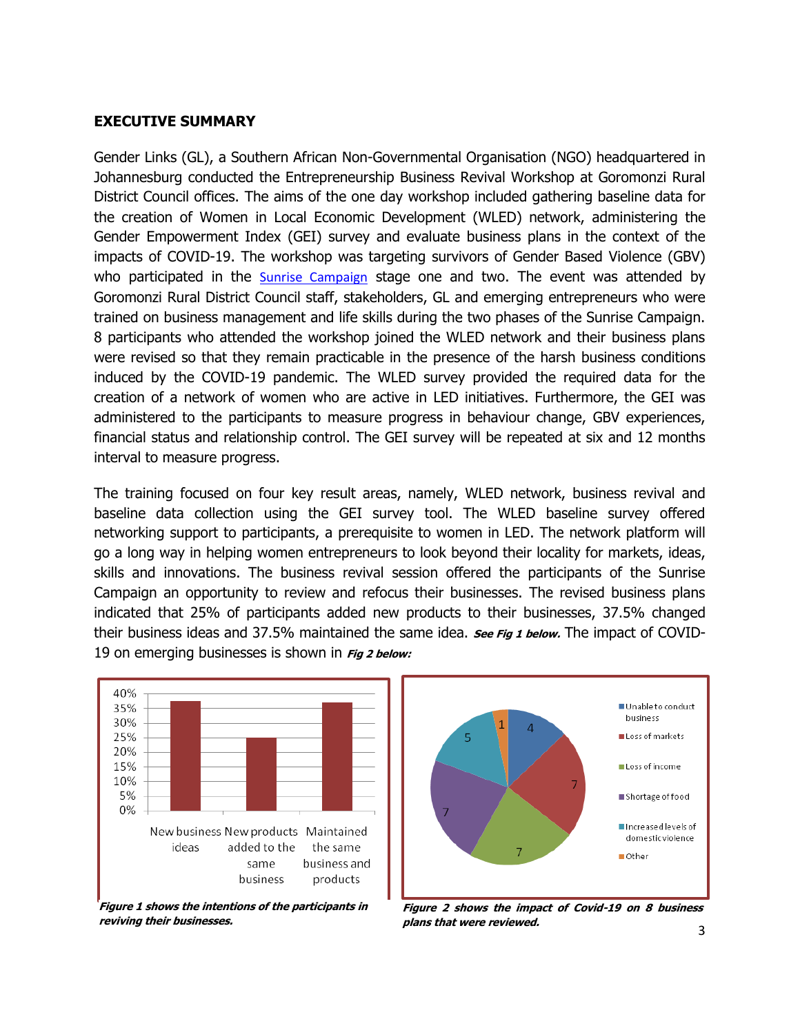## EXECUTIVE SUMMARY

Gender Links (GL), a Southern African Non-Governmental Organisation (NGO) headquartered in Johannesburg conducted the Entrepreneurship Business Revival Workshop at Goromonzi Rural District Council offices. The aims of the one day workshop included gathering baseline data for the creation of Women in Local Economic Development (WLED) network, administering the Gender Empowerment Index (GEI) survey and evaluate business plans in the context of the impacts of COVID-19. The workshop was targeting survivors of Gender Based Violence (GBV) who participated in the Sunrise Campaign stage one and two. The event was attended by Goromonzi Rural District Council staff, stakeholders, GL and emerging entrepreneurs who were trained on business management and life skills during the two phases of the Sunrise Campaign. 8 participants who attended the workshop joined the WLED network and their business plans were revised so that they remain practicable in the presence of the harsh business conditions induced by the COVID-19 pandemic. The WLED survey provided the required data for the creation of a network of women who are active in LED initiatives. Furthermore, the GEI was administered to the participants to measure progress in behaviour change, GBV experiences, financial status and relationship control. The GEI survey will be repeated at six and 12 months interval to measure progress.

The training focused on four key result areas, namely, WLED network, business revival and baseline data collection using the GEI survey tool. The WLED baseline survey offered networking support to participants, a prerequisite to women in LED. The network platform will go a long way in helping women entrepreneurs to look beyond their locality for markets, ideas, skills and innovations. The business revival session offered the participants of the Sunrise Campaign an opportunity to review and refocus their businesses. The revised business plans indicated that 25% of participants added new products to their businesses, 37.5% changed their business ideas and 37.5% maintained the same idea. ***See Fig 1 below.*** The impact of COVID-19 on emerging businesses is shown in ***Fig 2 below:***

| Intention | Percentage |
|---|---|
| New business ideas | 37.5% |
| New products added to the same business | 25% |
| Maintained the same business and products | 37.5% |

***Figure 1 shows the intentions of the participants in reviving their businesses.***

| Impact | Number |
|---|---|
| Unable to conduct business | 4 |
| Loss of markets | 7 |
| Loss of income | 7 |
| Shortage of food | 7 |
| Increased levels of domestic violence | 5 |
| Other | 1 |

***Figure 2 shows the impact of Covid-19 on 8 business plans that were reviewed.***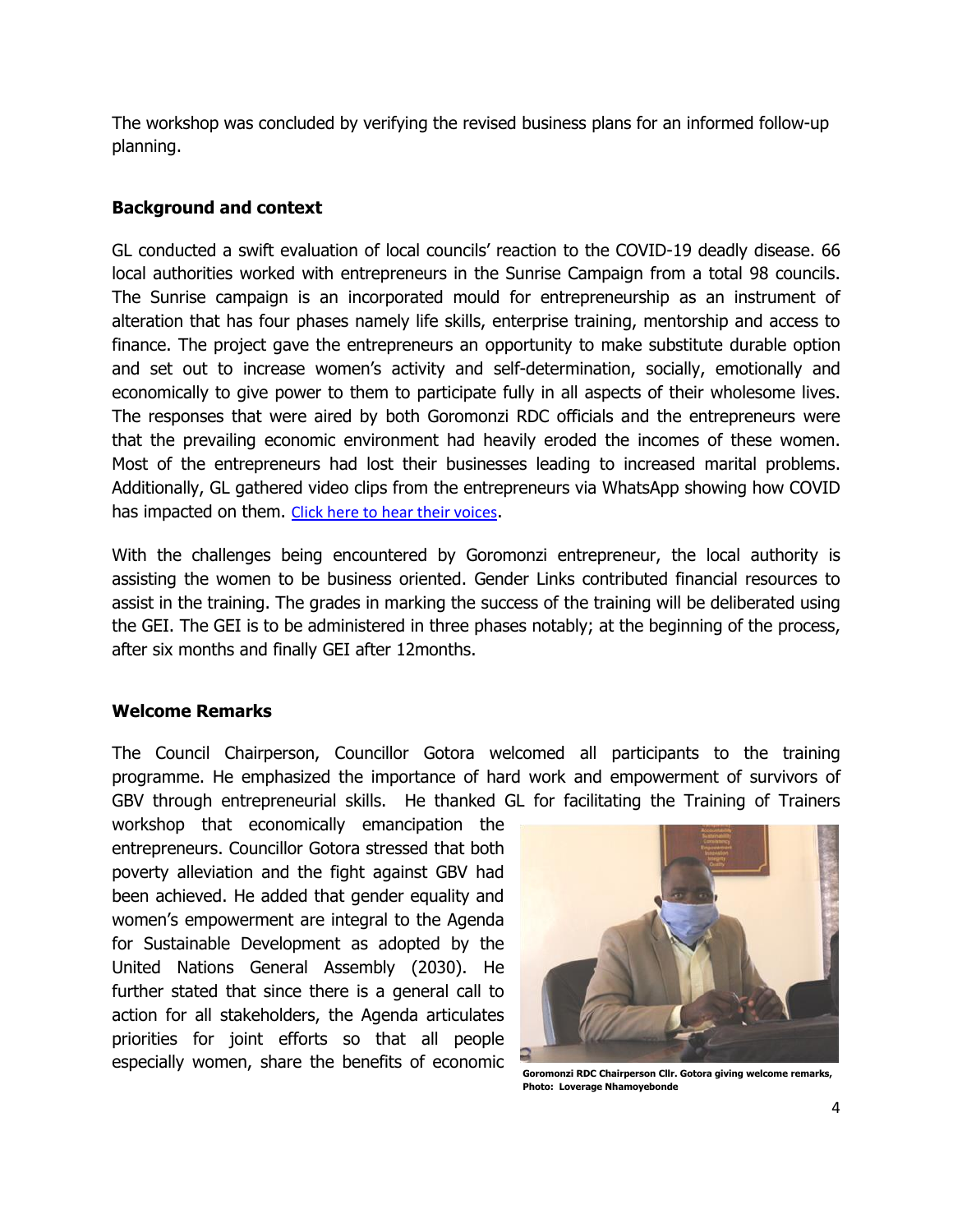The workshop was concluded by verifying the revised business plans for an informed follow-up planning.

## Background and context

GL conducted a swift evaluation of local councils' reaction to the COVID-19 deadly disease. 66 local authorities worked with entrepreneurs in the Sunrise Campaign from a total 98 councils. The Sunrise campaign is an incorporated mould for entrepreneurship as an instrument of alteration that has four phases namely life skills, enterprise training, mentorship and access to finance. The project gave the entrepreneurs an opportunity to make substitute durable option and set out to increase women's activity and self-determination, socially, emotionally and economically to give power to them to participate fully in all aspects of their wholesome lives. The responses that were aired by both Goromonzi RDC officials and the entrepreneurs were that the prevailing economic environment had heavily eroded the incomes of these women. Most of the entrepreneurs had lost their businesses leading to increased marital problems. Additionally, GL gathered video clips from the entrepreneurs via WhatsApp showing how COVID has impacted on them. Click here to hear their voices.

With the challenges being encountered by Goromonzi entrepreneur, the local authority is assisting the women to be business oriented. Gender Links contributed financial resources to assist in the training. The grades in marking the success of the training will be deliberated using the GEI. The GEI is to be administered in three phases notably; at the beginning of the process, after six months and finally GEI after 12months.

## Welcome Remarks

The Council Chairperson, Councillor Gotora welcomed all participants to the training programme. He emphasized the importance of hard work and empowerment of survivors of GBV through entrepreneurial skills. He thanked GL for facilitating the Training of Trainers workshop that economically emancipation the entrepreneurs. Councillor Gotora stressed that both poverty alleviation and the fight against GBV had been achieved. He added that gender equality and women's empowerment are integral to the Agenda for Sustainable Development as adopted by the United Nations General Assembly (2030). He further stated that since there is a general call to action for all stakeholders, the Agenda articulates priorities for joint efforts so that all people especially women, share the benefits of economic

**Goromonzi RDC Chairperson Cllr. Gotora giving welcome remarks, Photo: Loverage Nhamoyebonde**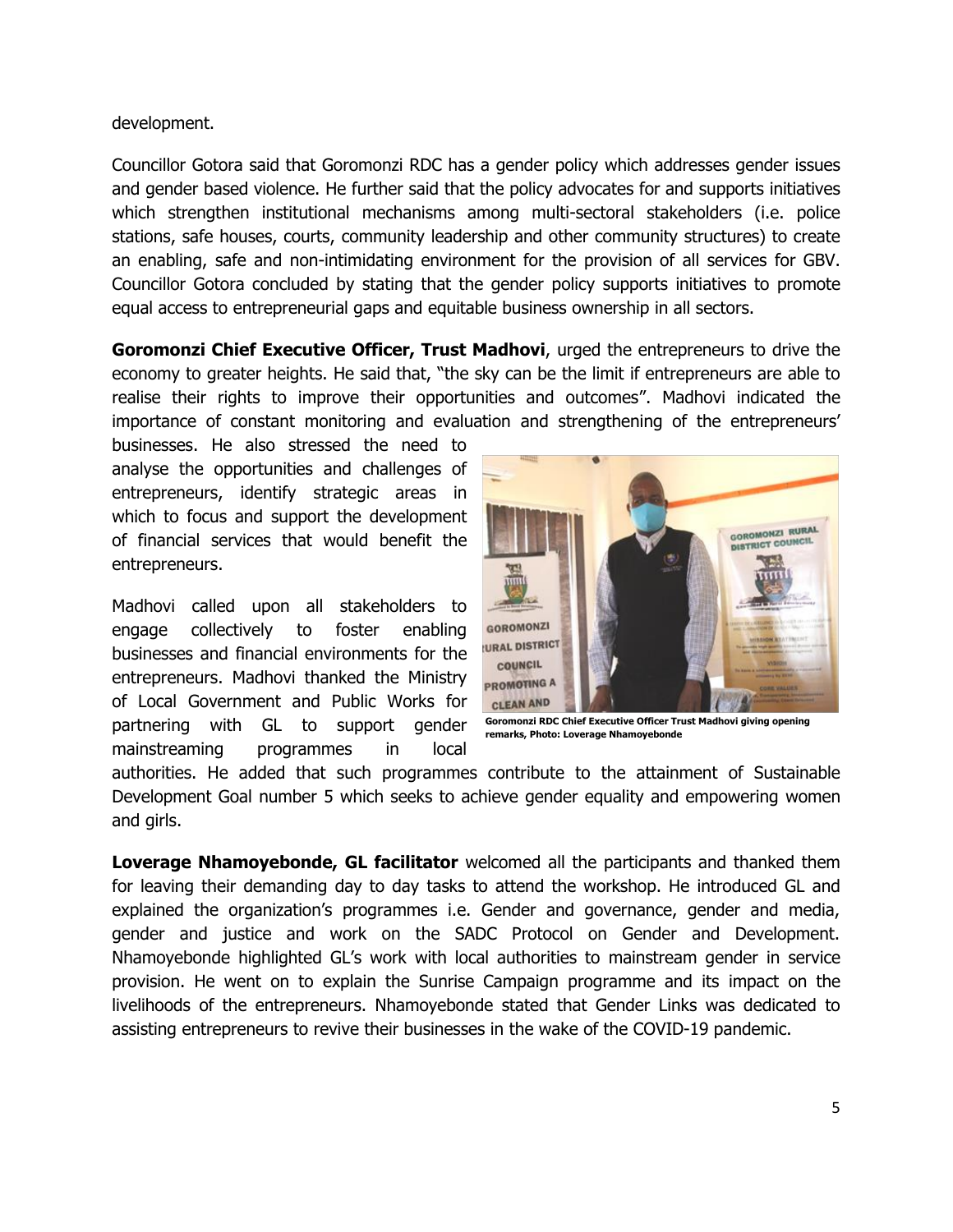development.

Councillor Gotora said that Goromonzi RDC has a gender policy which addresses gender issues and gender based violence. He further said that the policy advocates for and supports initiatives which strengthen institutional mechanisms among multi-sectoral stakeholders (i.e. police stations, safe houses, courts, community leadership and other community structures) to create an enabling, safe and non-intimidating environment for the provision of all services for GBV. Councillor Gotora concluded by stating that the gender policy supports initiatives to promote equal access to entrepreneurial gaps and equitable business ownership in all sectors.

**Goromonzi Chief Executive Officer, Trust Madhovi**, urged the entrepreneurs to drive the economy to greater heights. He said that, "the sky can be the limit if entrepreneurs are able to realise their rights to improve their opportunities and outcomes". Madhovi indicated the importance of constant monitoring and evaluation and strengthening of the entrepreneurs' businesses. He also stressed the need to analyse the opportunities and challenges of entrepreneurs, identify strategic areas in which to focus and support the development of financial services that would benefit the entrepreneurs.

Madhovi called upon all stakeholders to engage collectively to foster enabling businesses and financial environments for the entrepreneurs. Madhovi thanked the Ministry of Local Government and Public Works for partnering with GL to support gender mainstreaming programmes in local authorities. He added that such programmes contribute to the attainment of Sustainable Development Goal number 5 which seeks to achieve gender equality and empowering women and girls.

**Goromonzi RDC Chief Executive Officer Trust Madhovi giving opening remarks, Photo: Loverage Nhamoyebonde**

**Loverage Nhamoyebonde, GL facilitator** welcomed all the participants and thanked them for leaving their demanding day to day tasks to attend the workshop. He introduced GL and explained the organization's programmes i.e. Gender and governance, gender and media, gender and justice and work on the SADC Protocol on Gender and Development. Nhamoyebonde highlighted GL's work with local authorities to mainstream gender in service provision. He went on to explain the Sunrise Campaign programme and its impact on the livelihoods of the entrepreneurs. Nhamoyebonde stated that Gender Links was dedicated to assisting entrepreneurs to revive their businesses in the wake of the COVID-19 pandemic.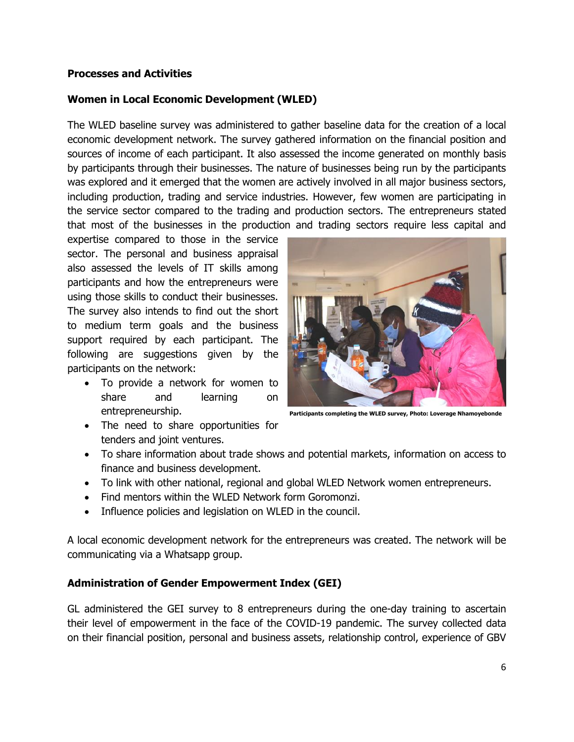**Processes and Activities**

**Women in Local Economic Development (WLED)**

The WLED baseline survey was administered to gather baseline data for the creation of a local economic development network. The survey gathered information on the financial position and sources of income of each participant. It also assessed the income generated on monthly basis by participants through their businesses. The nature of businesses being run by the participants was explored and it emerged that the women are actively involved in all major business sectors, including production, trading and service industries. However, few women are participating in the service sector compared to the trading and production sectors. The entrepreneurs stated that most of the businesses in the production and trading sectors require less capital and expertise compared to those in the service sector. The personal and business appraisal also assessed the levels of IT skills among participants and how the entrepreneurs were using those skills to conduct their businesses. The survey also intends to find out the short to medium term goals and the business support required by each participant. The following are suggestions given by the participants on the network:

Participants completing the WLED survey, Photo: Loverage Nhamoyebonde

- To provide a network for women to share and learning on entrepreneurship.
- The need to share opportunities for tenders and joint ventures.
- To share information about trade shows and potential markets, information on access to finance and business development.
- To link with other national, regional and global WLED Network women entrepreneurs.
- Find mentors within the WLED Network form Goromonzi.
- Influence policies and legislation on WLED in the council.

A local economic development network for the entrepreneurs was created. The network will be communicating via a Whatsapp group.

**Administration of Gender Empowerment Index (GEI)**

GL administered the GEI survey to 8 entrepreneurs during the one-day training to ascertain their level of empowerment in the face of the COVID-19 pandemic. The survey collected data on their financial position, personal and business assets, relationship control, experience of GBV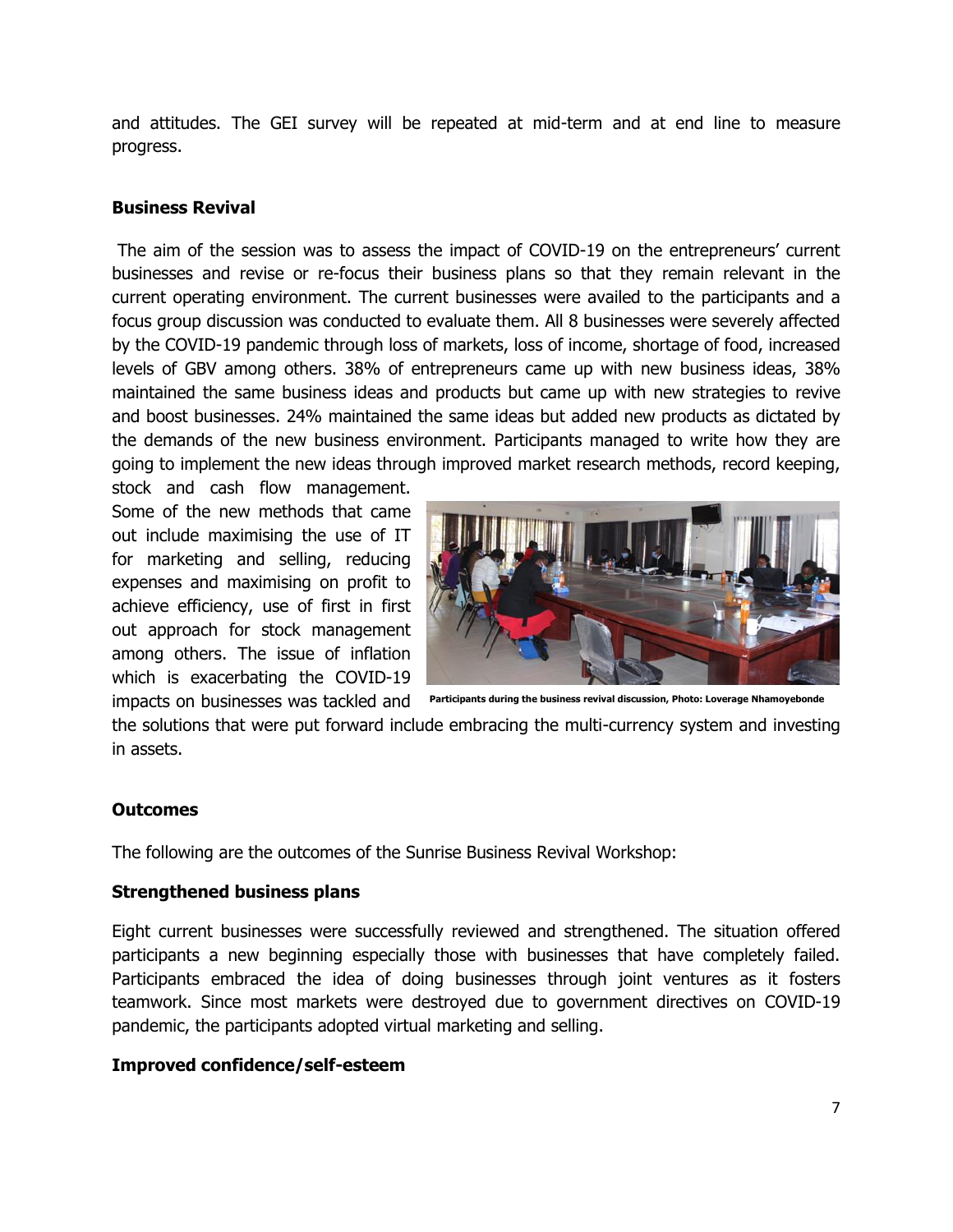and attitudes. The GEI survey will be repeated at mid-term and at end line to measure progress.

**Business Revival**

The aim of the session was to assess the impact of COVID-19 on the entrepreneurs' current businesses and revise or re-focus their business plans so that they remain relevant in the current operating environment. The current businesses were availed to the participants and a focus group discussion was conducted to evaluate them. All 8 businesses were severely affected by the COVID-19 pandemic through loss of markets, loss of income, shortage of food, increased levels of GBV among others. 38% of entrepreneurs came up with new business ideas, 38% maintained the same business ideas and products but came up with new strategies to revive and boost businesses. 24% maintained the same ideas but added new products as dictated by the demands of the new business environment. Participants managed to write how they are going to implement the new ideas through improved market research methods, record keeping, stock and cash flow management. Some of the new methods that came out include maximising the use of IT for marketing and selling, reducing expenses and maximising on profit to achieve efficiency, use of first in first out approach for stock management among others. The issue of inflation which is exacerbating the COVID-19 impacts on businesses was tackled and the solutions that were put forward include embracing the multi-currency system and investing in assets.

Participants during the business revival discussion, Photo: Loverage Nhamoyebonde

**Outcomes**

The following are the outcomes of the Sunrise Business Revival Workshop:

**Strengthened business plans**

Eight current businesses were successfully reviewed and strengthened. The situation offered participants a new beginning especially those with businesses that have completely failed. Participants embraced the idea of doing businesses through joint ventures as it fosters teamwork. Since most markets were destroyed due to government directives on COVID-19 pandemic, the participants adopted virtual marketing and selling.

**Improved confidence/self-esteem**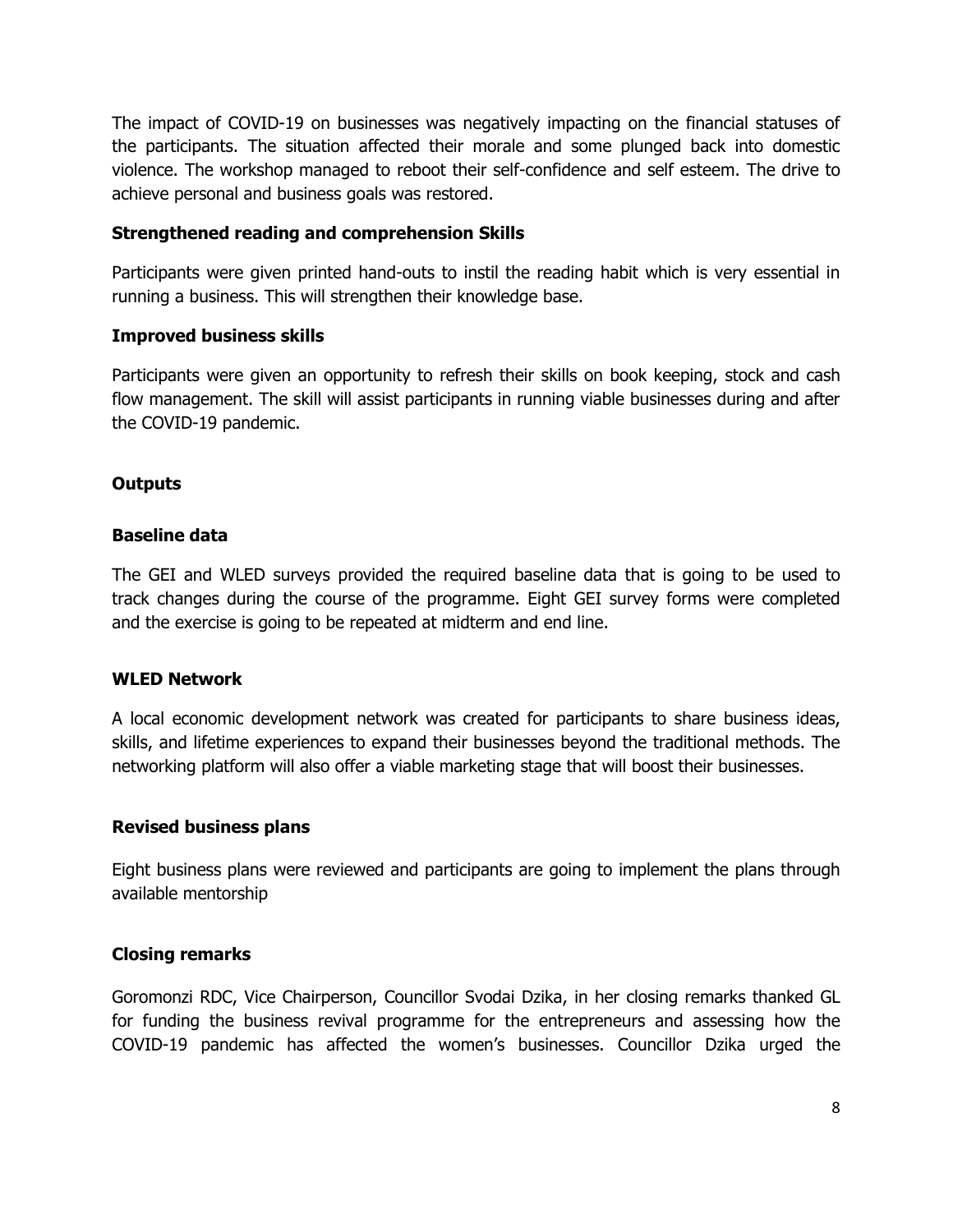The impact of COVID-19 on businesses was negatively impacting on the financial statuses of the participants. The situation affected their morale and some plunged back into domestic violence. The workshop managed to reboot their self-confidence and self esteem. The drive to achieve personal and business goals was restored.

**Strengthened reading and comprehension Skills**

Participants were given printed hand-outs to instil the reading habit which is very essential in running a business. This will strengthen their knowledge base.

**Improved business skills**

Participants were given an opportunity to refresh their skills on book keeping, stock and cash flow management. The skill will assist participants in running viable businesses during and after the COVID-19 pandemic.

**Outputs**

**Baseline data**

The GEI and WLED surveys provided the required baseline data that is going to be used to track changes during the course of the programme. Eight GEI survey forms were completed and the exercise is going to be repeated at midterm and end line.

**WLED Network**

A local economic development network was created for participants to share business ideas, skills, and lifetime experiences to expand their businesses beyond the traditional methods. The networking platform will also offer a viable marketing stage that will boost their businesses.

**Revised business plans**

Eight business plans were reviewed and participants are going to implement the plans through available mentorship

**Closing remarks**

Goromonzi RDC, Vice Chairperson, Councillor Svodai Dzika, in her closing remarks thanked GL for funding the business revival programme for the entrepreneurs and assessing how the COVID-19 pandemic has affected the women's businesses. Councillor Dzika urged the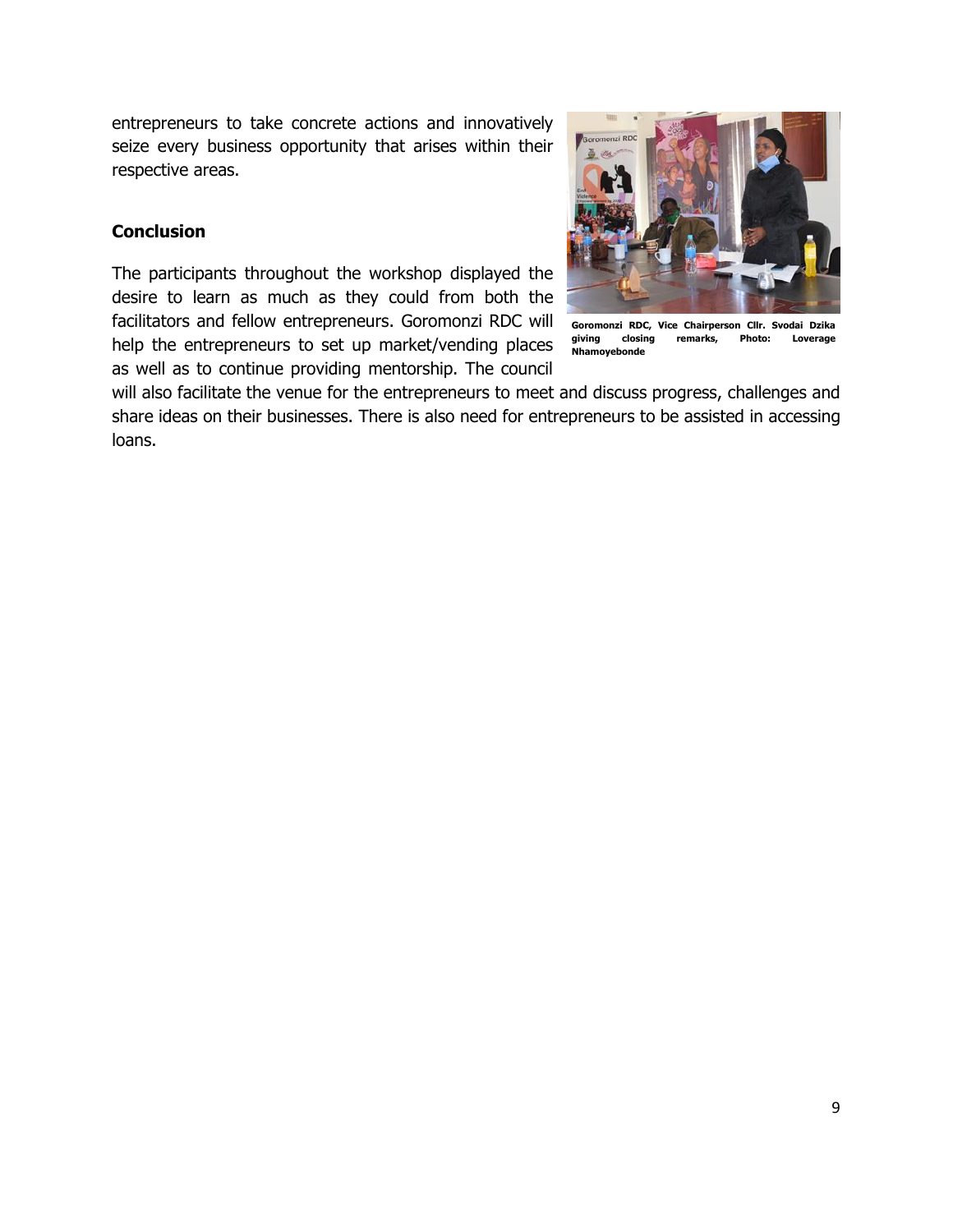entrepreneurs to take concrete actions and innovatively seize every business opportunity that arises within their respective areas.

**Conclusion**

The participants throughout the workshop displayed the desire to learn as much as they could from both the facilitators and fellow entrepreneurs. Goromonzi RDC will help the entrepreneurs to set up market/vending places as well as to continue providing mentorship. The council will also facilitate the venue for the entrepreneurs to meet and discuss progress, challenges and share ideas on their businesses. There is also need for entrepreneurs to be assisted in accessing loans.

**Goromonzi RDC, Vice Chairperson Cllr. Svodai Dzika giving closing remarks, Photo: Loverage Nhamoyebonde**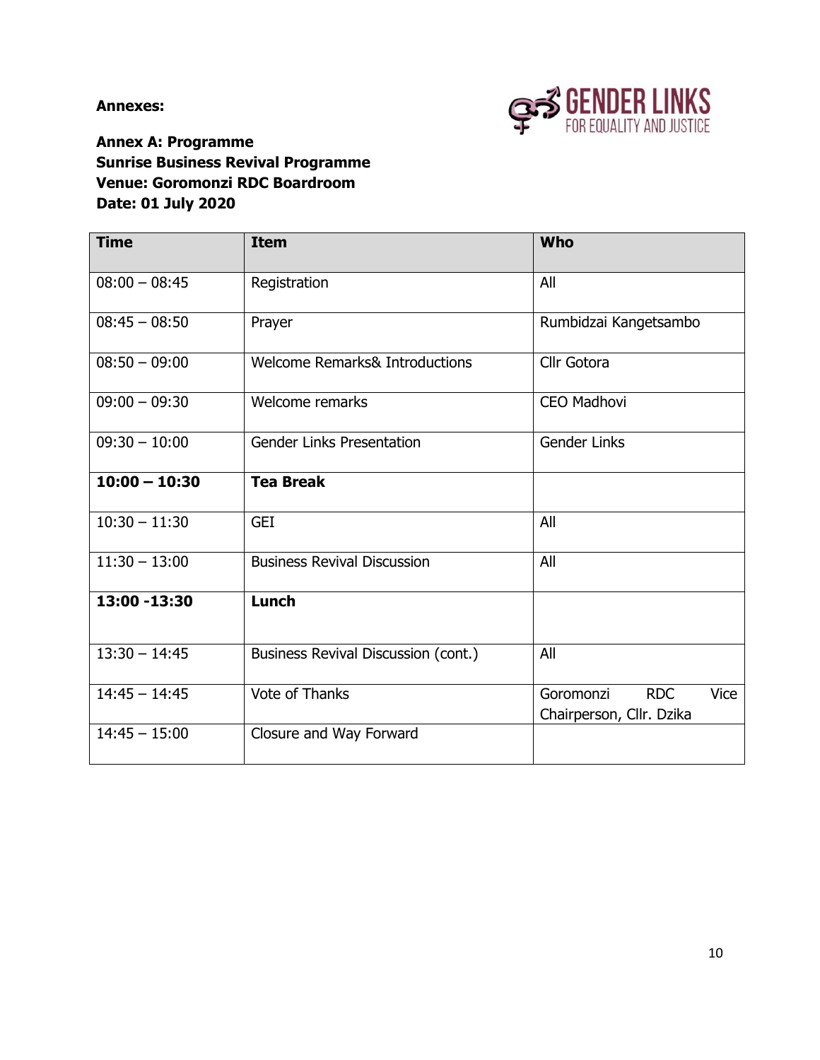**Annexes:**

**Annex A: Programme**
**Sunrise Business Revival Programme**
**Venue: Goromonzi RDC Boardroom**
**Date: 01 July 2020**

| Time | Item | Who |
|---|---|---|
| 08:00 – 08:45 | Registration | All |
| 08:45 – 08:50 | Prayer | Rumbidzai Kangetsambo |
| 08:50 – 09:00 | Welcome Remarks& Introductions | Cllr Gotora |
| 09:00 – 09:30 | Welcome remarks | CEO Madhovi |
| 09:30 – 10:00 | Gender Links Presentation | Gender Links |
| **10:00 – 10:30** | **Tea Break** | |
| 10:30 – 11:30 | GEI | All |
| 11:30 – 13:00 | Business Revival Discussion | All |
| **13:00 -13:30** | **Lunch** | |
| 13:30 – 14:45 | Business Revival Discussion (cont.) | All |
| 14:45 – 14:45 | Vote of Thanks | Goromonzi RDC Vice Chairperson, Cllr. Dzika |
| 14:45 – 15:00 | Closure and Way Forward | |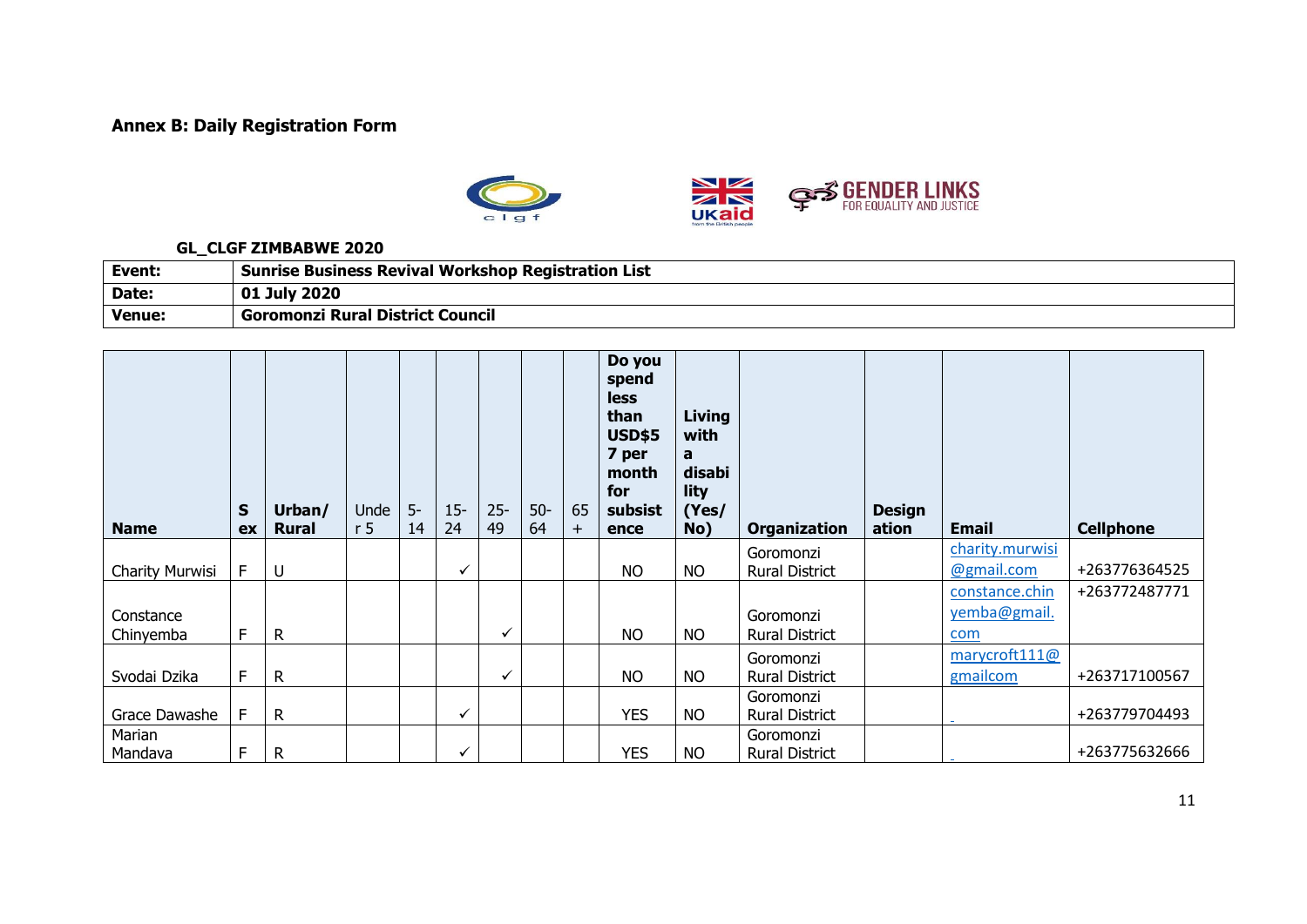**Annex B: Daily Registration Form**

**GL_CLGF ZIMBABWE 2020**

| **Event:** | **Sunrise Business Revival Workshop Registration List** |
|---|---|
| **Date:** | **01 July 2020** |
| **Venue:** | **Goromonzi Rural District Council** |

| **Name** | **Sex** | **Urban/ Rural** | Under 5 | 5-14 | 15-24 | 25-49 | 50-64 | 65 + | **Do you spend less than USD$57 per month for subsistence** | **Living with a disability (Yes/ No)** | **Organization** | **Designation** | **Email** | **Cellphone** |
|---|---|---|---|---|---|---|---|---|---|---|---|---|---|---|
| Charity Murwisi | F | U | | | ✓ | | | | NO | NO | Goromonzi Rural District | | charity.murwisi@gmail.com | +263776364525 |
| Constance Chinyemba | F | R | | | | ✓ | | | NO | NO | Goromonzi Rural District | | constance.chinyemba@gmail.com | +263772487771 |
| Svodai Dzika | F | R | | | | ✓ | | | NO | NO | Goromonzi Rural District | | marycroft111@gmailcom | +263717100567 |
| Grace Dawashe | F | R | | | ✓ | | | | YES | NO | Goromonzi Rural District | | | +263779704493 |
| Marian Mandava | F | R | | | ✓ | | | | YES | NO | Goromonzi Rural District | | | +263775632666 |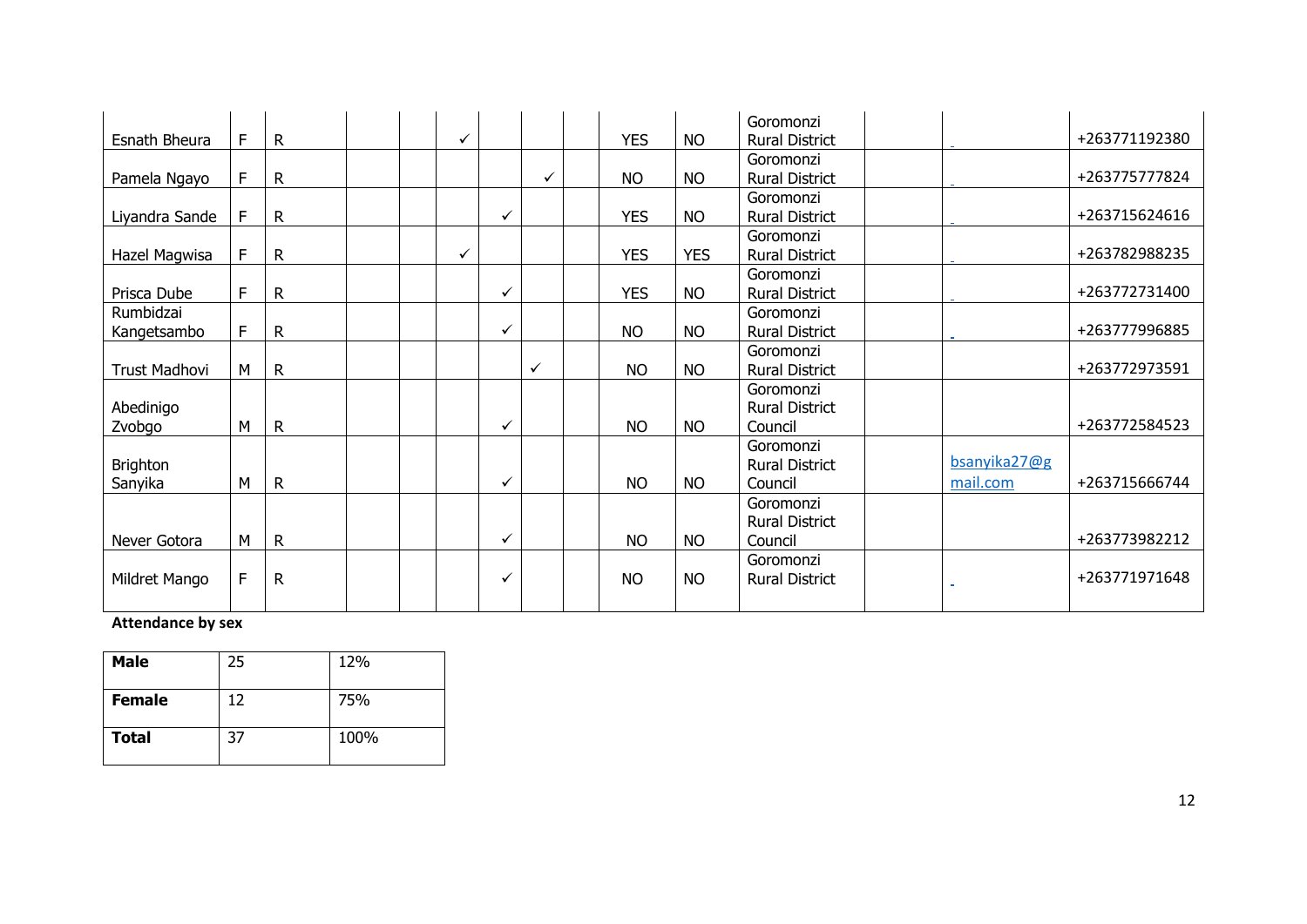| | | | | | | | | | | | | | | |
|---|---|---|---|---|---|---|---|---|---|---|---|---|---|---|
| Esnath Bheura | F | R | | | ✓ | | | | YES | NO | Goromonzi Rural District | | | +263771192380 |
| Pamela Ngayo | F | R | | | | | ✓ | | NO | NO | Goromonzi Rural District | | | +263775777824 |
| Liyandra Sande | F | R | | | | ✓ | | | YES | NO | Goromonzi Rural District | | | +263715624616 |
| Hazel Magwisa | F | R | | | ✓ | | | | YES | YES | Goromonzi Rural District | | | +263782988235 |
| Prisca Dube | F | R | | | | ✓ | | | YES | NO | Goromonzi Rural District | | | +263772731400 |
| Rumbidzai Kangetsambo | F | R | | | | ✓ | | | NO | NO | Goromonzi Rural District | | | +263777996885 |
| Trust Madhovi | M | R | | | | | ✓ | | NO | NO | Goromonzi Rural District | | | +263772973591 |
| Abedinigo Zvobgo | M | R | | | | ✓ | | | NO | NO | Goromonzi Rural District Council | | | +263772584523 |
| Brighton Sanyika | M | R | | | | ✓ | | | NO | NO | Goromonzi Rural District Council | | bsanyika27@gmail.com | +263715666744 |
| Never Gotora | M | R | | | | ✓ | | | NO | NO | Goromonzi Rural District Council | | | +263773982212 |
| Mildret Mango | F | R | | | | ✓ | | | NO | NO | Goromonzi Rural District | | | +263771971648 |

**Attendance by sex**

| | | |
|---|---|---|
| **Male** | 25 | 12% |
| **Female** | 12 | 75% |
| **Total** | 37 | 100% |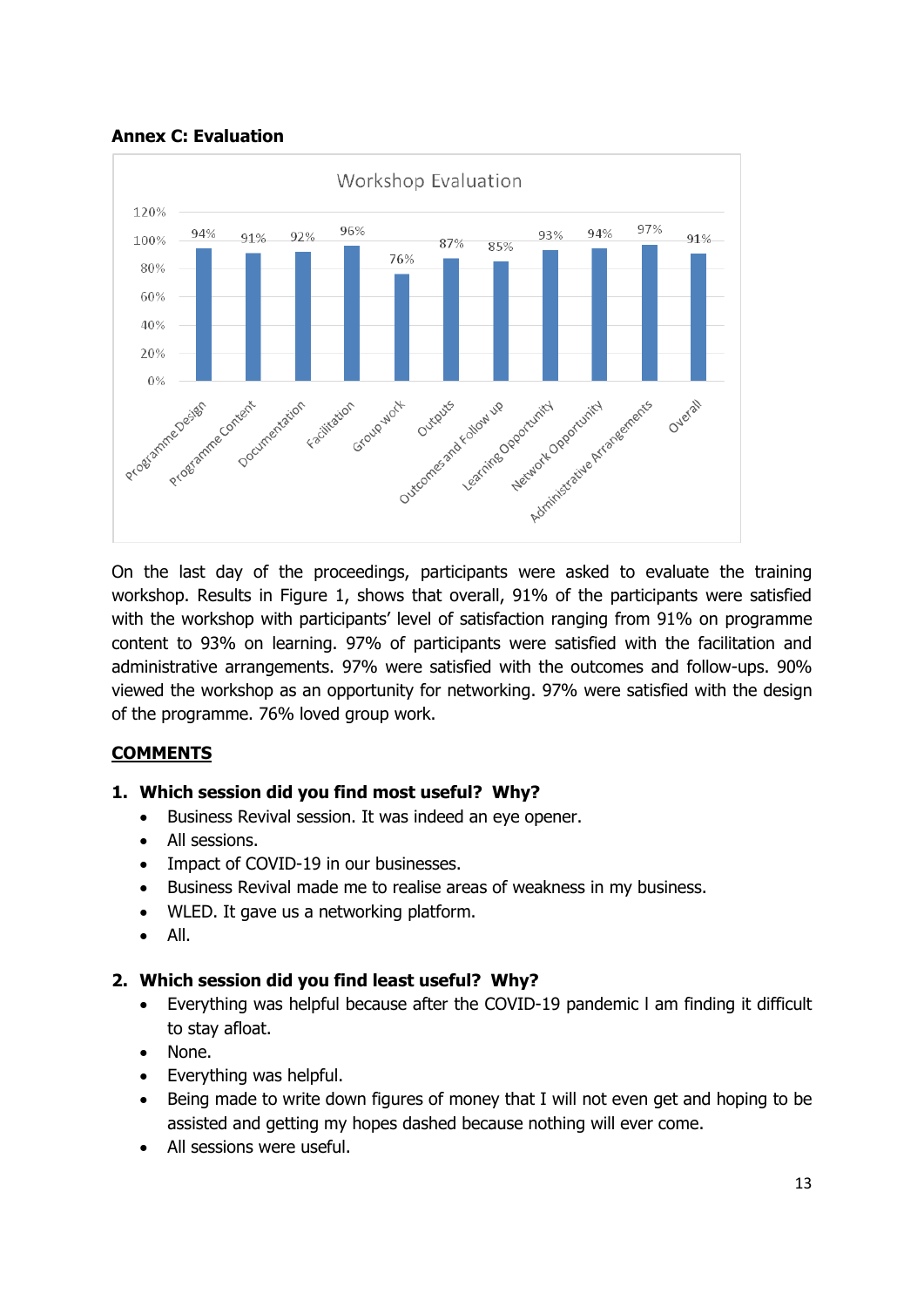**Annex C: Evaluation**

| Workshop Evaluation | |
|---|---|
| Programme Design | 94% |
| Programme Content | 91% |
| Documentation | 92% |
| Facilitation | 96% |
| Group work | 76% |
| Outputs | 87% |
| Outcomes and Follow up | 85% |
| Learning Opportunity | 93% |
| Network Opportunity | 94% |
| Administrative Arrangements | 97% |
| Overall | 91% |

On the last day of the proceedings, participants were asked to evaluate the training workshop. Results in Figure 1, shows that overall, 91% of the participants were satisfied with the workshop with participants' level of satisfaction ranging from 91% on programme content to 93% on learning. 97% of participants were satisfied with the facilitation and administrative arrangements. 97% were satisfied with the outcomes and follow-ups. 90% viewed the workshop as an opportunity for networking. 97% were satisfied with the design of the programme. 76% loved group work.

**COMMENTS**

**1. Which session did you find most useful? Why?**

- Business Revival session. It was indeed an eye opener.
- All sessions.
- Impact of COVID-19 in our businesses.
- Business Revival made me to realise areas of weakness in my business.
- WLED. It gave us a networking platform.
- All.

**2. Which session did you find least useful? Why?**

- Everything was helpful because after the COVID-19 pandemic I am finding it difficult to stay afloat.
- None.
- Everything was helpful.
- Being made to write down figures of money that I will not even get and hoping to be assisted and getting my hopes dashed because nothing will ever come.
- All sessions were useful.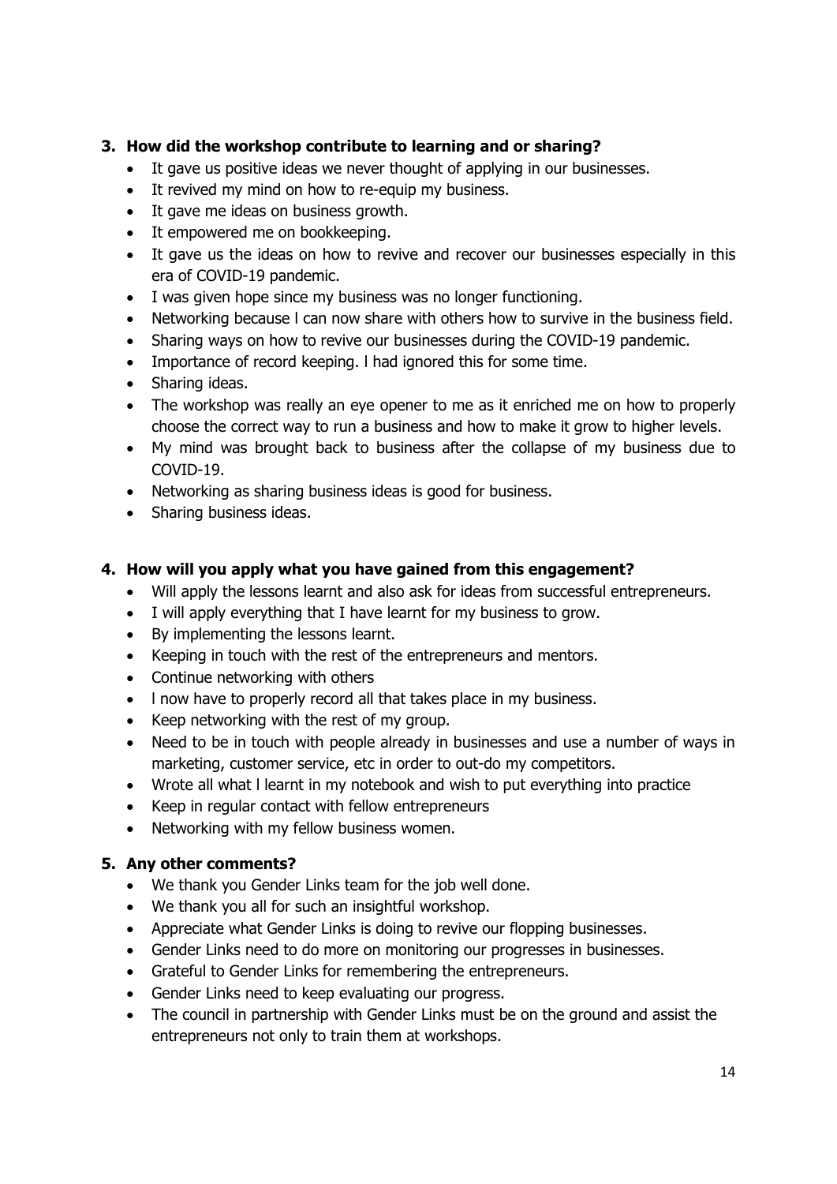### 3. How did the workshop contribute to learning and or sharing?

- It gave us positive ideas we never thought of applying in our businesses.
- It revived my mind on how to re-equip my business.
- It gave me ideas on business growth.
- It empowered me on bookkeeping.
- It gave us the ideas on how to revive and recover our businesses especially in this era of COVID-19 pandemic.
- I was given hope since my business was no longer functioning.
- Networking because l can now share with others how to survive in the business field.
- Sharing ways on how to revive our businesses during the COVID-19 pandemic.
- Importance of record keeping. l had ignored this for some time.
- Sharing ideas.
- The workshop was really an eye opener to me as it enriched me on how to properly choose the correct way to run a business and how to make it grow to higher levels.
- My mind was brought back to business after the collapse of my business due to COVID-19.
- Networking as sharing business ideas is good for business.
- Sharing business ideas.

### 4. How will you apply what you have gained from this engagement?

- Will apply the lessons learnt and also ask for ideas from successful entrepreneurs.
- I will apply everything that I have learnt for my business to grow.
- By implementing the lessons learnt.
- Keeping in touch with the rest of the entrepreneurs and mentors.
- Continue networking with others
- l now have to properly record all that takes place in my business.
- Keep networking with the rest of my group.
- Need to be in touch with people already in businesses and use a number of ways in marketing, customer service, etc in order to out-do my competitors.
- Wrote all what l learnt in my notebook and wish to put everything into practice
- Keep in regular contact with fellow entrepreneurs
- Networking with my fellow business women.

### 5. Any other comments?

- We thank you Gender Links team for the job well done.
- We thank you all for such an insightful workshop.
- Appreciate what Gender Links is doing to revive our flopping businesses.
- Gender Links need to do more on monitoring our progresses in businesses.
- Grateful to Gender Links for remembering the entrepreneurs.
- Gender Links need to keep evaluating our progress.
- The council in partnership with Gender Links must be on the ground and assist the entrepreneurs not only to train them at workshops.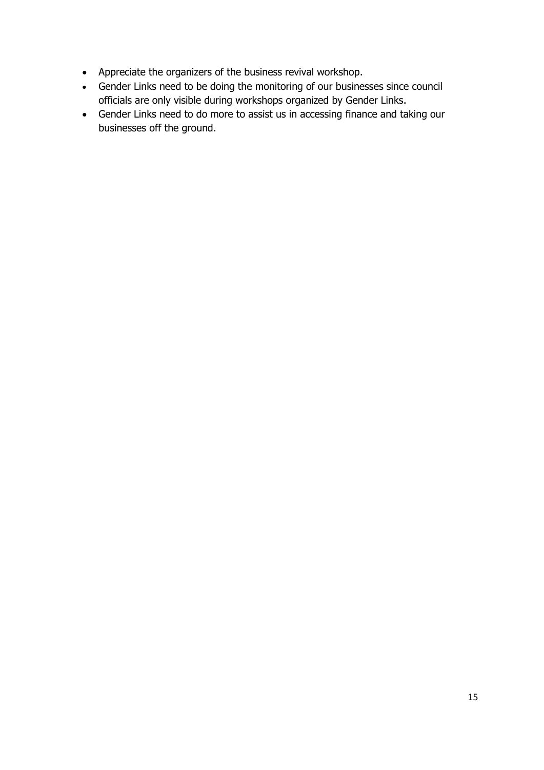- Appreciate the organizers of the business revival workshop.
- Gender Links need to be doing the monitoring of our businesses since council officials are only visible during workshops organized by Gender Links.
- Gender Links need to do more to assist us in accessing finance and taking our businesses off the ground.